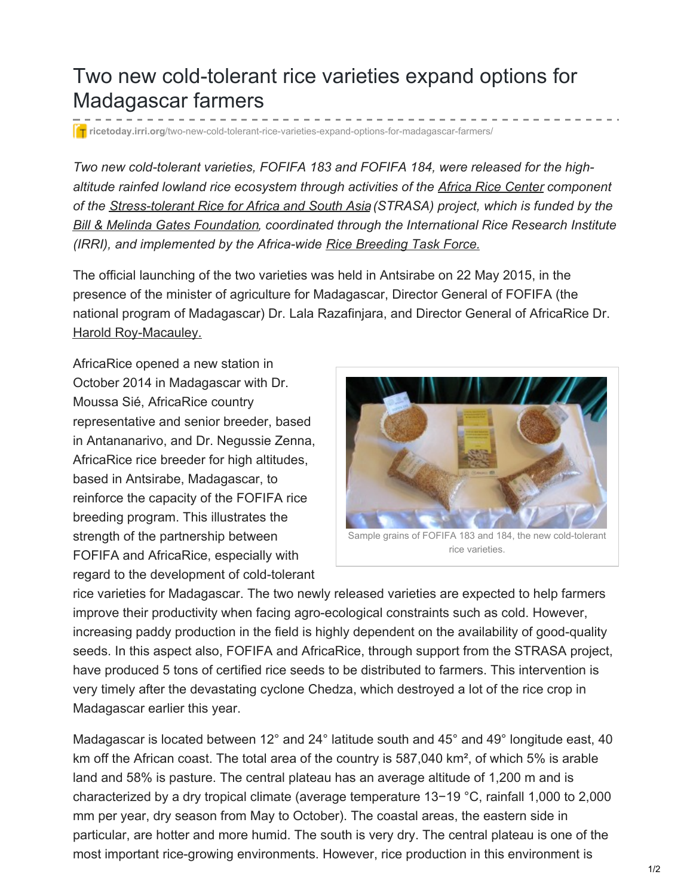# Two new cold-tolerant rice varieties expand options for Madagascar farmers

ricetoday.irri.org/two-new-cold-tolerant-rice-varieties-expand-options-for-madagascar-farmers/

*Two new cold-tolerant varieties, FOFIFA 183 and FOFIFA 184, were released for the high-altitude rainfed lowland rice ecosystem through activities of the Africa Rice Center component of the Stress-tolerant Rice for Africa and South Asia (STRASA) project, which is funded by the Bill & Melinda Gates Foundation, coordinated through the International Rice Research Institute (IRRI), and implemented by the Africa-wide Rice Breeding Task Force.*

The official launching of the two varieties was held in Antsirabe on 22 May 2015, in the presence of the minister of agriculture for Madagascar, Director General of FOFIFA (the national program of Madagascar) Dr. Lala Razafinjara, and Director General of AfricaRice Dr. Harold Roy-Macauley.

AfricaRice opened a new station in October 2014 in Madagascar with Dr. Moussa Sié, AfricaRice country representative and senior breeder, based in Antananarivo, and Dr. Negussie Zenna, AfricaRice rice breeder for high altitudes, based in Antsirabe, Madagascar, to reinforce the capacity of the FOFIFA rice breeding program. This illustrates the strength of the partnership between FOFIFA and AfricaRice, especially with regard to the development of cold-tolerant rice varieties for Madagascar. The two newly released varieties are expected to help farmers improve their productivity when facing agro-ecological constraints such as cold. However, increasing paddy production in the field is highly dependent on the availability of good-quality seeds. In this aspect also, FOFIFA and AfricaRice, through support from the STRASA project, have produced 5 tons of certified rice seeds to be distributed to farmers. This intervention is very timely after the devastating cyclone Chedza, which destroyed a lot of the rice crop in Madagascar earlier this year.

Sample grains of FOFIFA 183 and 184, the new cold-tolerant rice varieties.

Madagascar is located between 12° and 24° latitude south and 45° and 49° longitude east, 40 km off the African coast. The total area of the country is 587,040 km², of which 5% is arable land and 58% is pasture. The central plateau has an average altitude of 1,200 m and is characterized by a dry tropical climate (average temperature 13−19 °C, rainfall 1,000 to 2,000 mm per year, dry season from May to October). The coastal areas, the eastern side in particular, are hotter and more humid. The south is very dry. The central plateau is one of the most important rice-growing environments. However, rice production in this environment is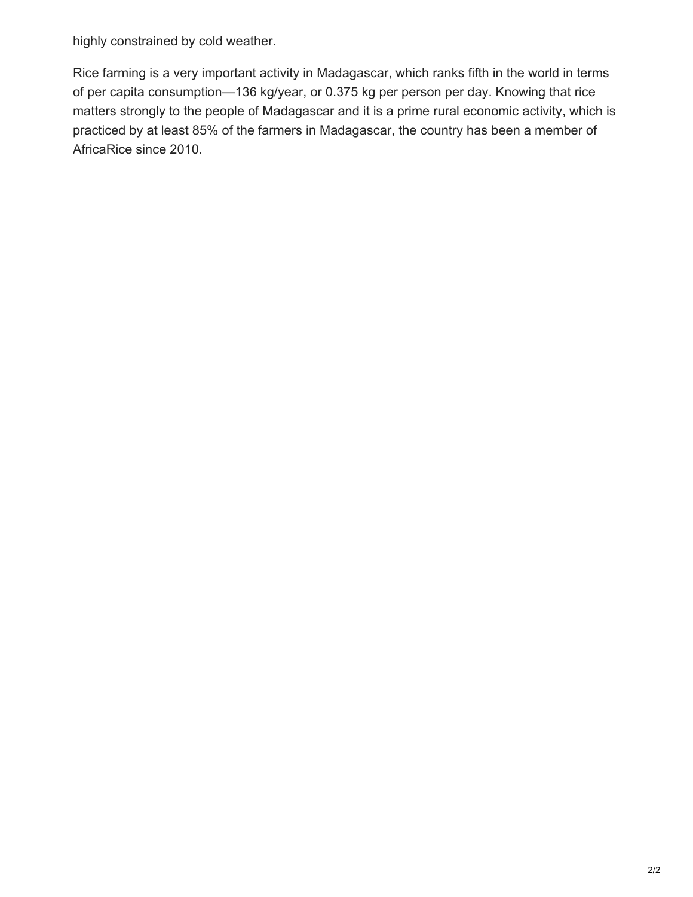highly constrained by cold weather.

Rice farming is a very important activity in Madagascar, which ranks fifth in the world in terms of per capita consumption—136 kg/year, or 0.375 kg per person per day. Knowing that rice matters strongly to the people of Madagascar and it is a prime rural economic activity, which is practiced by at least 85% of the farmers in Madagascar, the country has been a member of AfricaRice since 2010.